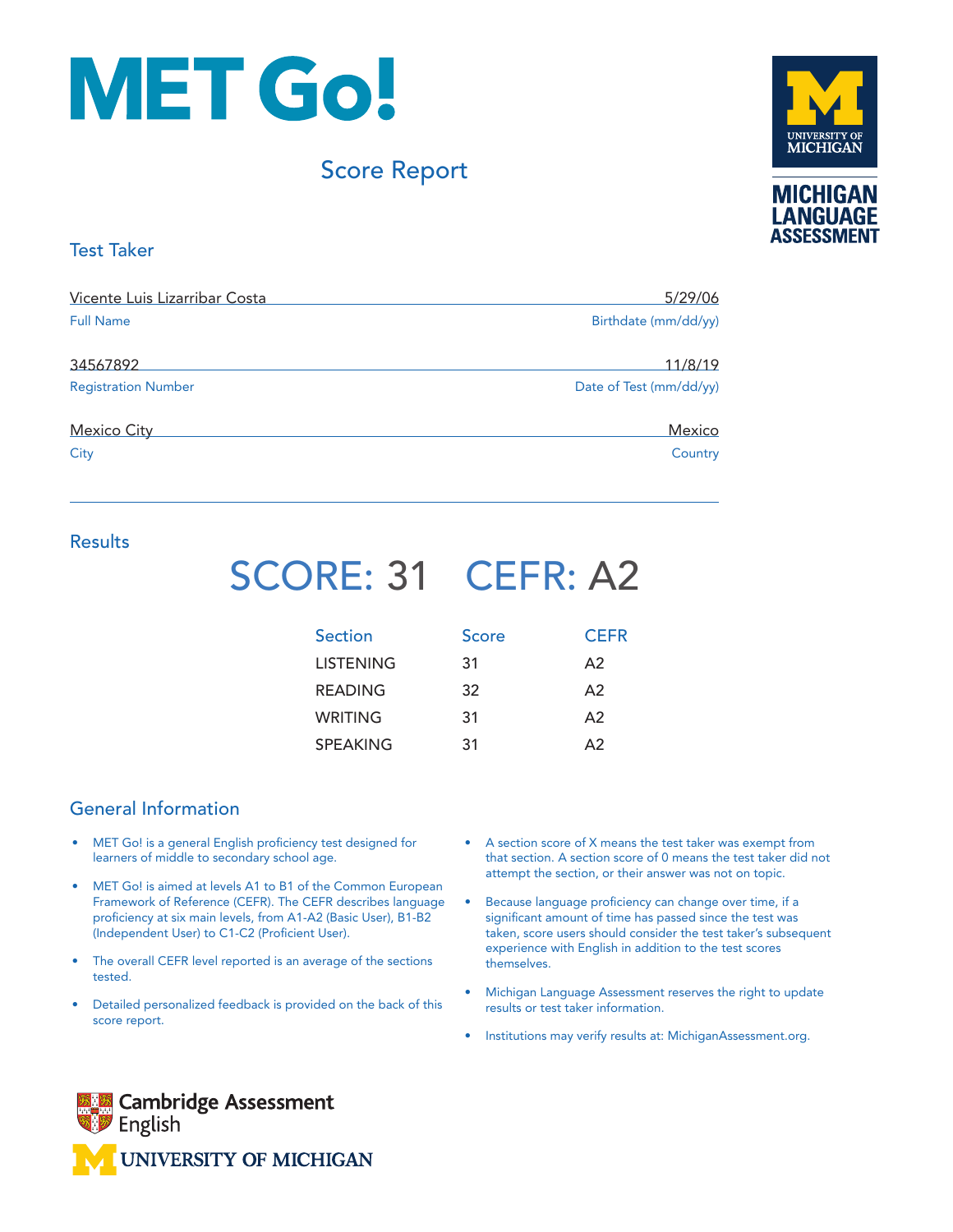# MET Go!

## Score Report

UNIVERSITY OF MICHIGAN
MICHIGAN LANGUAGE ASSESSMENT

### Test Taker

| | |
|---|---|
| Vicente Luis Lizarribar Costa | 5/29/06 |
| Full Name | Birthdate (mm/dd/yy) |
| 34567892 | 11/8/19 |
| Registration Number | Date of Test (mm/dd/yy) |
| Mexico City | Mexico |
| City | Country |

### Results

**SCORE: 31 CEFR: A2**

| Section | Score | CEFR |
|---|---|---|
| LISTENING | 31 | A2 |
| READING | 32 | A2 |
| WRITING | 31 | A2 |
| SPEAKING | 31 | A2 |

### General Information

- MET Go! is a general English proficiency test designed for learners of middle to secondary school age.
- MET Go! is aimed at levels A1 to B1 of the Common European Framework of Reference (CEFR). The CEFR describes language proficiency at six main levels, from A1-A2 (Basic User), B1-B2 (Independent User) to C1-C2 (Proficient User).
- The overall CEFR level reported is an average of the sections tested.
- Detailed personalized feedback is provided on the back of this score report.
- A section score of X means the test taker was exempt from that section. A section score of 0 means the test taker did not attempt the section, or their answer was not on topic.
- Because language proficiency can change over time, if a significant amount of time has passed since the test was taken, score users should consider the test taker's subsequent experience with English in addition to the test scores themselves.
- Michigan Language Assessment reserves the right to update results or test taker information.
- Institutions may verify results at: MichiganAssessment.org.

Cambridge Assessment English
UNIVERSITY OF MICHIGAN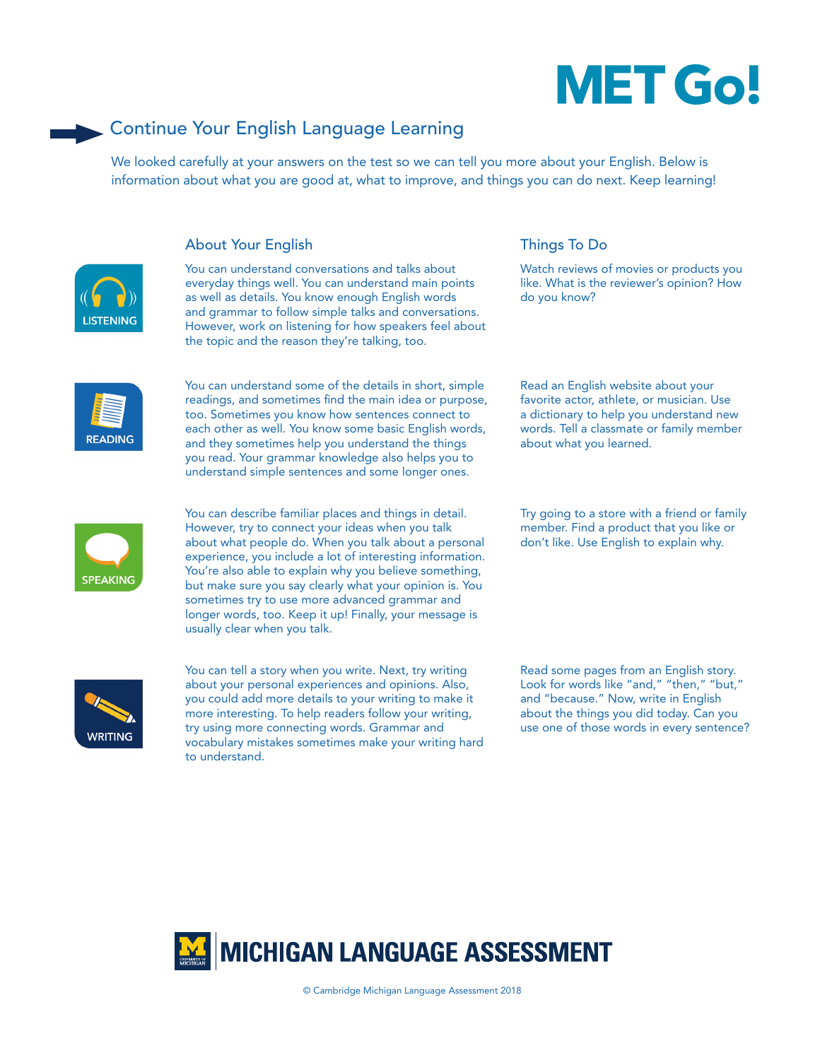# MET Go!

## Continue Your English Language Learning

We looked carefully at your answers on the test so we can tell you more about your English. Below is information about what you are good at, what to improve, and things you can do next. Keep learning!

| | About Your English | Things To Do |
|---|---|---|
| LISTENING | You can understand conversations and talks about everyday things well. You can understand main points as well as details. You know enough English words and grammar to follow simple talks and conversations. However, work on listening for how speakers feel about the topic and the reason they're talking, too. | Watch reviews of movies or products you like. What is the reviewer's opinion? How do you know? |
| READING | You can understand some of the details in short, simple readings, and sometimes find the main idea or purpose, too. Sometimes you know how sentences connect to each other as well. You know some basic English words, and they sometimes help you understand the things you read. Your grammar knowledge also helps you to understand simple sentences and some longer ones. | Read an English website about your favorite actor, athlete, or musician. Use a dictionary to help you understand new words. Tell a classmate or family member about what you learned. |
| SPEAKING | You can describe familiar places and things in detail. However, try to connect your ideas when you talk about what people do. When you talk about a personal experience, you include a lot of interesting information. You're also able to explain why you believe something, but make sure you say clearly what your opinion is. You sometimes try to use more advanced grammar and longer words, too. Keep it up! Finally, your message is usually clear when you talk. | Try going to a store with a friend or family member. Find a product that you like or don't like. Use English to explain why. |
| WRITING | You can tell a story when you write. Next, try writing about your personal experiences and opinions. Also, you could add more details to your writing to make it more interesting. To help readers follow your writing, try using more connecting words. Grammar and vocabulary mistakes sometimes make your writing hard to understand. | Read some pages from an English story. Look for words like "and," "then," "but," and "because." Now, write in English about the things you did today. Can you use one of those words in every sentence? |

MICHIGAN LANGUAGE ASSESSMENT

© Cambridge Michigan Language Assessment 2018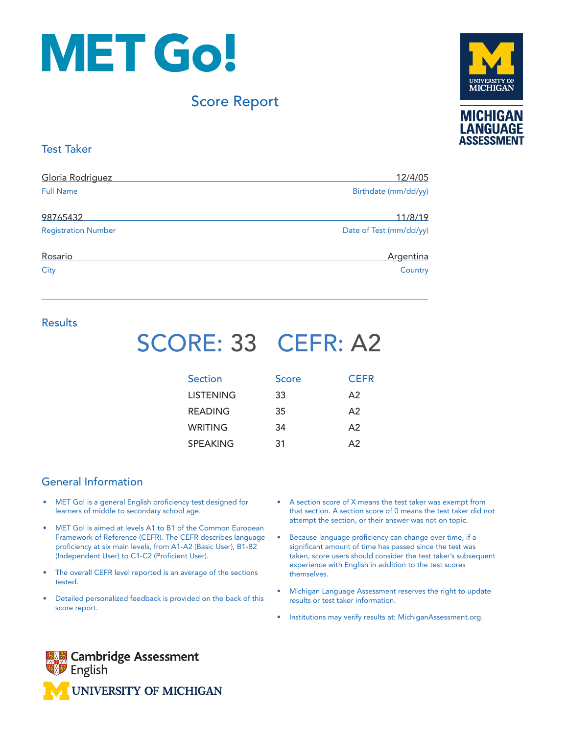# MET Go!

## Score Report

MICHIGAN LANGUAGE ASSESSMENT

### Test Taker

| | |
|---|---|
| Gloria Rodriguez | 12/4/05 |
| Full Name | Birthdate (mm/dd/yy) |
| 98765432 | 11/8/19 |
| Registration Number | Date of Test (mm/dd/yy) |
| Rosario | Argentina |
| City | Country |

### Results

**SCORE: 33 CEFR: A2**

| Section | Score | CEFR |
|---|---|---|
| LISTENING | 33 | A2 |
| READING | 35 | A2 |
| WRITING | 34 | A2 |
| SPEAKING | 31 | A2 |

### General Information

- MET Go! is a general English proficiency test designed for learners of middle to secondary school age.
- MET Go! is aimed at levels A1 to B1 of the Common European Framework of Reference (CEFR). The CEFR describes language proficiency at six main levels, from A1-A2 (Basic User), B1-B2 (Independent User) to C1-C2 (Proficient User).
- The overall CEFR level reported is an average of the sections tested.
- Detailed personalized feedback is provided on the back of this score report.
- A section score of X means the test taker was exempt from that section. A section score of 0 means the test taker did not attempt the section, or their answer was not on topic.
- Because language proficiency can change over time, if a significant amount of time has passed since the test was taken, score users should consider the test taker's subsequent experience with English in addition to the test scores themselves.
- Michigan Language Assessment reserves the right to update results or test taker information.
- Institutions may verify results at: MichiganAssessment.org.

Cambridge Assessment English

UNIVERSITY OF MICHIGAN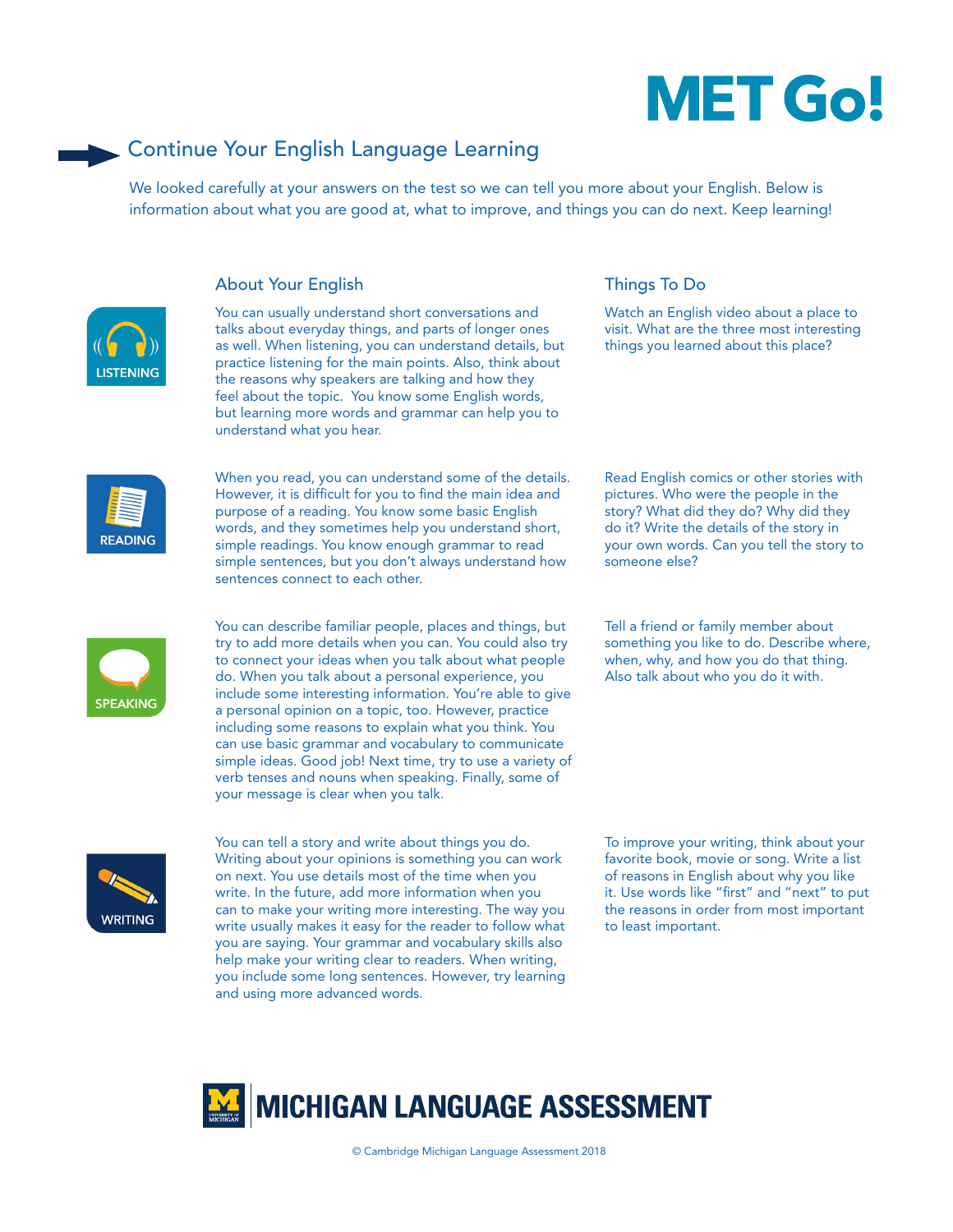# MET Go!

## Continue Your English Language Learning

We looked carefully at your answers on the test so we can tell you more about your English. Below is information about what you are good at, what to improve, and things you can do next. Keep learning!

| | About Your English | Things To Do |
|---|---|---|
| LISTENING | You can usually understand short conversations and talks about everyday things, and parts of longer ones as well. When listening, you can understand details, but practice listening for the main points. Also, think about the reasons why speakers are talking and how they feel about the topic. You know some English words, but learning more words and grammar can help you to understand what you hear. | Watch an English video about a place to visit. What are the three most interesting things you learned about this place? |
| READING | When you read, you can understand some of the details. However, it is difficult for you to find the main idea and purpose of a reading. You know some basic English words, and they sometimes help you understand short, simple readings. You know enough grammar to read simple sentences, but you don't always understand how sentences connect to each other. | Read English comics or other stories with pictures. Who were the people in the story? What did they do? Why did they do it? Write the details of the story in your own words. Can you tell the story to someone else? |
| SPEAKING | You can describe familiar people, places and things, but try to add more details when you can. You could also try to connect your ideas when you talk about what people do. When you talk about a personal experience, you include some interesting information. You're able to give a personal opinion on a topic, too. However, practice including some reasons to explain what you think. You can use basic grammar and vocabulary to communicate simple ideas. Good job! Next time, try to use a variety of verb tenses and nouns when speaking. Finally, some of your message is clear when you talk. | Tell a friend or family member about something you like to do. Describe where, when, why, and how you do that thing. Also talk about who you do it with. |
| WRITING | You can tell a story and write about things you do. Writing about your opinions is something you can work on next. You use details most of the time when you write. In the future, add more information when you can to make your writing more interesting. The way you write usually makes it easy for the reader to follow what you are saying. Your grammar and vocabulary skills also help make your writing clear to readers. When writing, you include some long sentences. However, try learning and using more advanced words. | To improve your writing, think about your favorite book, movie or song. Write a list of reasons in English about why you like it. Use words like "first" and "next" to put the reasons in order from most important to least important. |

MICHIGAN LANGUAGE ASSESSMENT

© Cambridge Michigan Language Assessment 2018